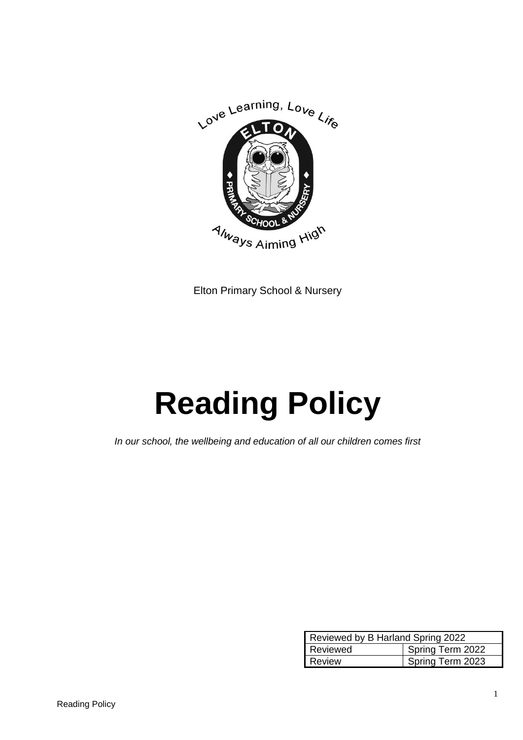Elton Primary School & Nursery

# Reading Policy

*In our school, the wellbeing and education of all our children comes first*

| Reviewed by B Harland Spring 2022 | |
|---|---|
| Reviewed | Spring Term 2022 |
| Review | Spring Term 2023 |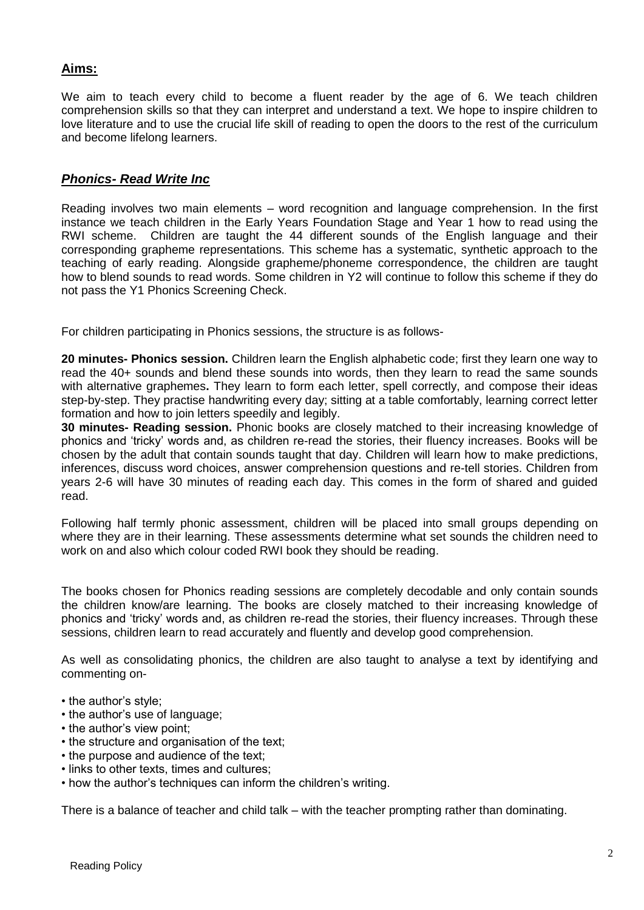## **Aims:**

We aim to teach every child to become a fluent reader by the age of 6. We teach children comprehension skills so that they can interpret and understand a text. We hope to inspire children to love literature and to use the crucial life skill of reading to open the doors to the rest of the curriculum and become lifelong learners.

## ***Phonics- Read Write Inc***

Reading involves two main elements – word recognition and language comprehension. In the first instance we teach children in the Early Years Foundation Stage and Year 1 how to read using the RWI scheme. Children are taught the 44 different sounds of the English language and their corresponding grapheme representations. This scheme has a systematic, synthetic approach to the teaching of early reading. Alongside grapheme/phoneme correspondence, the children are taught how to blend sounds to read words. Some children in Y2 will continue to follow this scheme if they do not pass the Y1 Phonics Screening Check.

For children participating in Phonics sessions, the structure is as follows-

**20 minutes- Phonics session.** Children learn the English alphabetic code; first they learn one way to read the 40+ sounds and blend these sounds into words, then they learn to read the same sounds with alternative graphemes**.** They learn to form each letter, spell correctly, and compose their ideas step-by-step. They practise handwriting every day; sitting at a table comfortably, learning correct letter formation and how to join letters speedily and legibly.

**30 minutes- Reading session.** Phonic books are closely matched to their increasing knowledge of phonics and 'tricky' words and, as children re-read the stories, their fluency increases. Books will be chosen by the adult that contain sounds taught that day. Children will learn how to make predictions, inferences, discuss word choices, answer comprehension questions and re-tell stories. Children from years 2-6 will have 30 minutes of reading each day. This comes in the form of shared and guided read.

Following half termly phonic assessment, children will be placed into small groups depending on where they are in their learning. These assessments determine what set sounds the children need to work on and also which colour coded RWI book they should be reading.

The books chosen for Phonics reading sessions are completely decodable and only contain sounds the children know/are learning. The books are closely matched to their increasing knowledge of phonics and 'tricky' words and, as children re-read the stories, their fluency increases. Through these sessions, children learn to read accurately and fluently and develop good comprehension.

As well as consolidating phonics, the children are also taught to analyse a text by identifying and commenting on-

- the author's style;
- the author's use of language;
- the author's view point;
- the structure and organisation of the text;
- the purpose and audience of the text;
- links to other texts, times and cultures;
- how the author's techniques can inform the children's writing.

There is a balance of teacher and child talk – with the teacher prompting rather than dominating.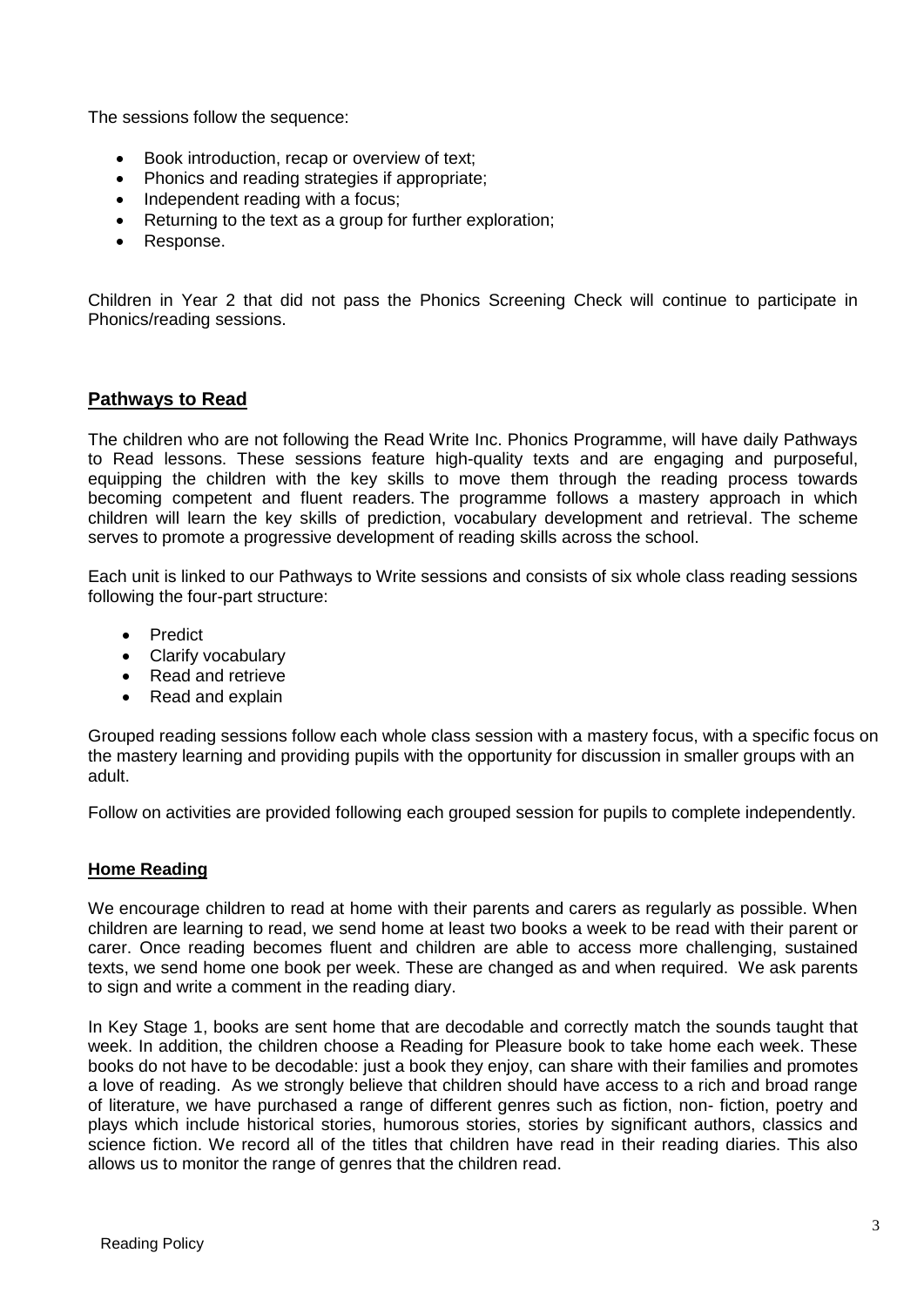The sessions follow the sequence:

- Book introduction, recap or overview of text;
- Phonics and reading strategies if appropriate;
- Independent reading with a focus;
- Returning to the text as a group for further exploration;
- Response.

Children in Year 2 that did not pass the Phonics Screening Check will continue to participate in Phonics/reading sessions.

## **Pathways to Read**

The children who are not following the Read Write Inc. Phonics Programme, will have daily Pathways to Read lessons. These sessions feature high-quality texts and are engaging and purposeful, equipping the children with the key skills to move them through the reading process towards becoming competent and fluent readers. The programme follows a mastery approach in which children will learn the key skills of prediction, vocabulary development and retrieval. The scheme serves to promote a progressive development of reading skills across the school.

Each unit is linked to our Pathways to Write sessions and consists of six whole class reading sessions following the four-part structure:

- Predict
- Clarify vocabulary
- Read and retrieve
- Read and explain

Grouped reading sessions follow each whole class session with a mastery focus, with a specific focus on the mastery learning and providing pupils with the opportunity for discussion in smaller groups with an adult.

Follow on activities are provided following each grouped session for pupils to complete independently.

### **Home Reading**

We encourage children to read at home with their parents and carers as regularly as possible. When children are learning to read, we send home at least two books a week to be read with their parent or carer. Once reading becomes fluent and children are able to access more challenging, sustained texts, we send home one book per week. These are changed as and when required. We ask parents to sign and write a comment in the reading diary.

In Key Stage 1, books are sent home that are decodable and correctly match the sounds taught that week. In addition, the children choose a Reading for Pleasure book to take home each week. These books do not have to be decodable: just a book they enjoy, can share with their families and promotes a love of reading. As we strongly believe that children should have access to a rich and broad range of literature, we have purchased a range of different genres such as fiction, non- fiction, poetry and plays which include historical stories, humorous stories, stories by significant authors, classics and science fiction. We record all of the titles that children have read in their reading diaries. This also allows us to monitor the range of genres that the children read.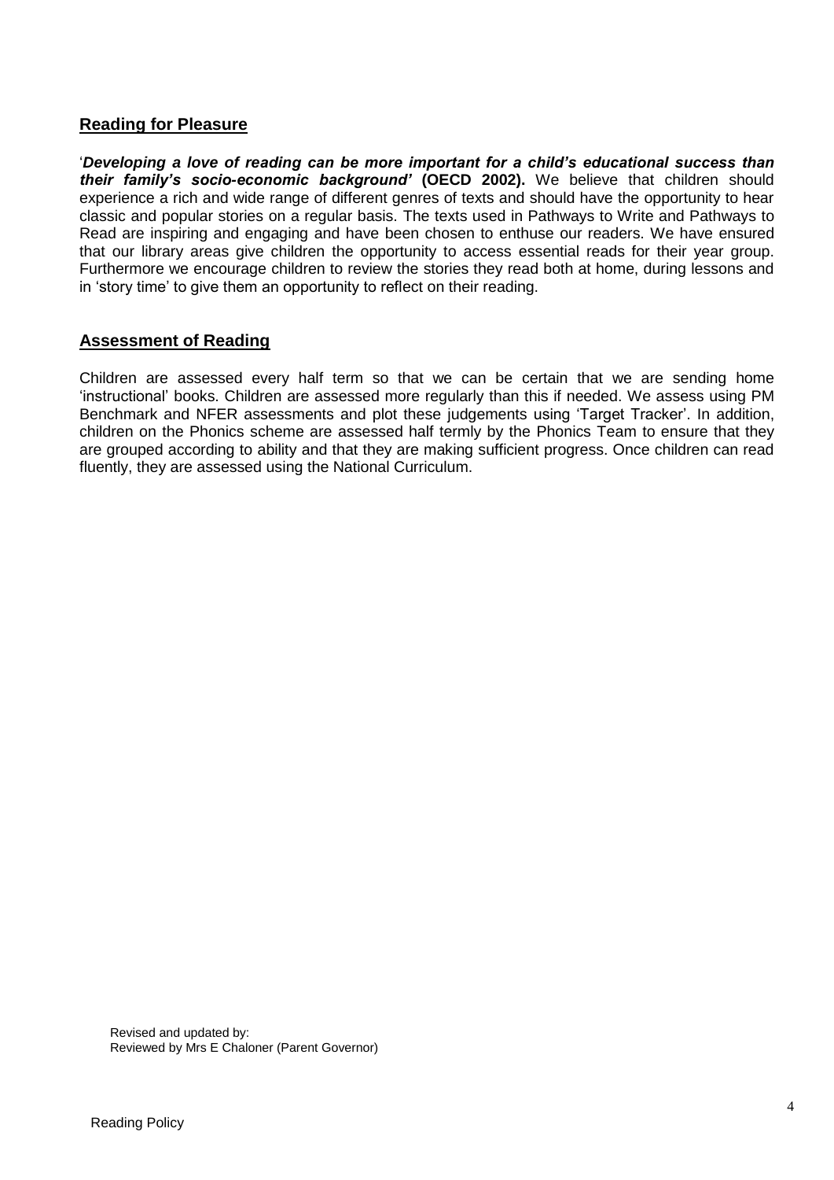## Reading for Pleasure

'***Developing a love of reading can be more important for a child's educational success than their family's socio-economic background'* (OECD 2002).** We believe that children should experience a rich and wide range of different genres of texts and should have the opportunity to hear classic and popular stories on a regular basis. The texts used in Pathways to Write and Pathways to Read are inspiring and engaging and have been chosen to enthuse our readers. We have ensured that our library areas give children the opportunity to access essential reads for their year group. Furthermore we encourage children to review the stories they read both at home, during lessons and in 'story time' to give them an opportunity to reflect on their reading.

## Assessment of Reading

Children are assessed every half term so that we can be certain that we are sending home 'instructional' books. Children are assessed more regularly than this if needed. We assess using PM Benchmark and NFER assessments and plot these judgements using 'Target Tracker'. In addition, children on the Phonics scheme are assessed half termly by the Phonics Team to ensure that they are grouped according to ability and that they are making sufficient progress. Once children can read fluently, they are assessed using the National Curriculum.

Revised and updated by:
Reviewed by Mrs E Chaloner (Parent Governor)